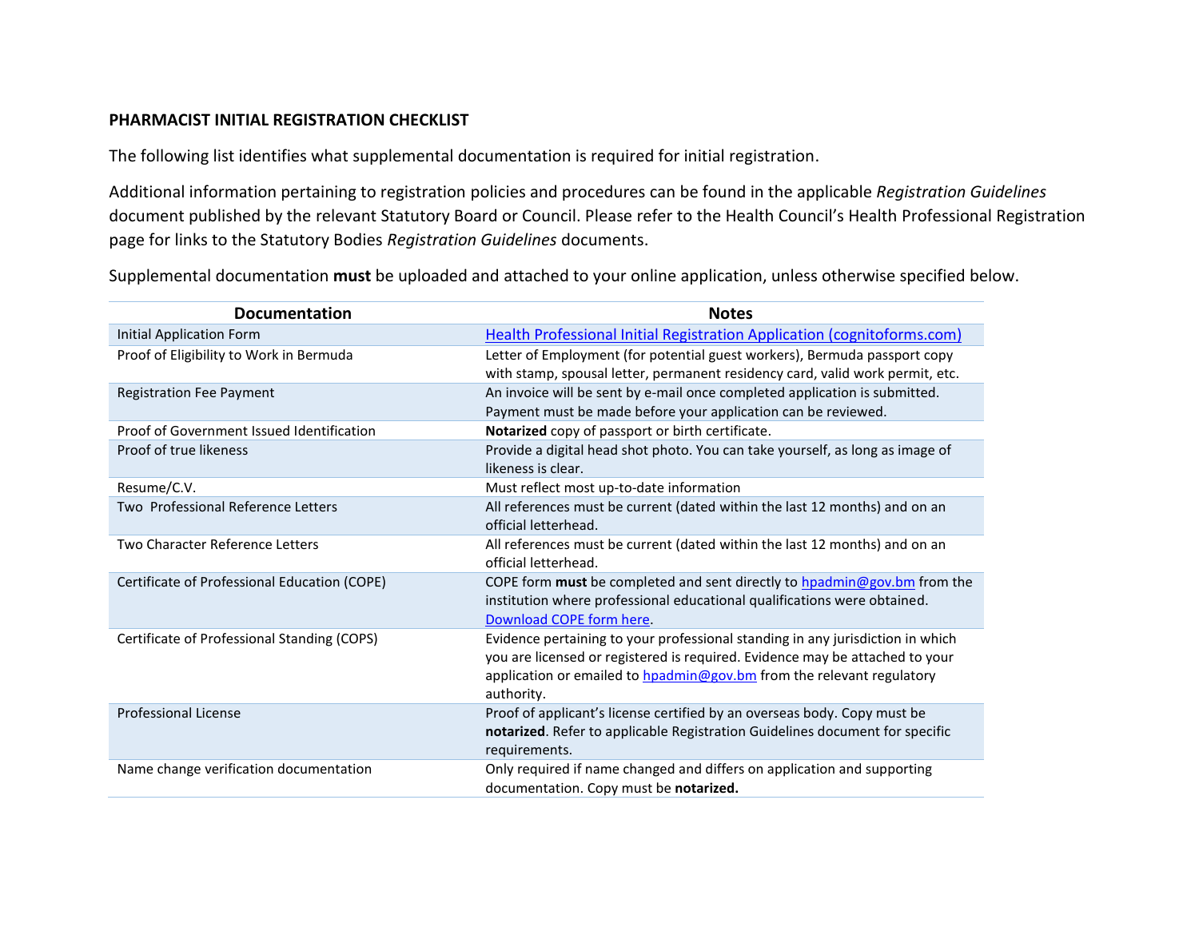**PHARMACIST INITIAL REGISTRATION CHECKLIST**

The following list identifies what supplemental documentation is required for initial registration.

Additional information pertaining to registration policies and procedures can be found in the applicable *Registration Guidelines* document published by the relevant Statutory Board or Council. Please refer to the Health Council's Health Professional Registration page for links to the Statutory Bodies *Registration Guidelines* documents.

Supplemental documentation **must** be uploaded and attached to your online application, unless otherwise specified below.

| Documentation | Notes |
|---|---|
| Initial Application Form | Health Professional Initial Registration Application (cognitoforms.com) |
| Proof of Eligibility to Work in Bermuda | Letter of Employment (for potential guest workers), Bermuda passport copy with stamp, spousal letter, permanent residency card, valid work permit, etc. |
| Registration Fee Payment | An invoice will be sent by e-mail once completed application is submitted. Payment must be made before your application can be reviewed. |
| Proof of Government Issued Identification | **Notarized** copy of passport or birth certificate. |
| Proof of true likeness | Provide a digital head shot photo. You can take yourself, as long as image of likeness is clear. |
| Resume/C.V. | Must reflect most up-to-date information |
| Two Professional Reference Letters | All references must be current (dated within the last 12 months) and on an official letterhead. |
| Two Character Reference Letters | All references must be current (dated within the last 12 months) and on an official letterhead. |
| Certificate of Professional Education (COPE) | COPE form **must** be completed and sent directly to hpadmin@gov.bm from the institution where professional educational qualifications were obtained. Download COPE form here. |
| Certificate of Professional Standing (COPS) | Evidence pertaining to your professional standing in any jurisdiction in which you are licensed or registered is required. Evidence may be attached to your application or emailed to hpadmin@gov.bm from the relevant regulatory authority. |
| Professional License | Proof of applicant's license certified by an overseas body. Copy must be **notarized**. Refer to applicable Registration Guidelines document for specific requirements. |
| Name change verification documentation | Only required if name changed and differs on application and supporting documentation. Copy must be **notarized.** |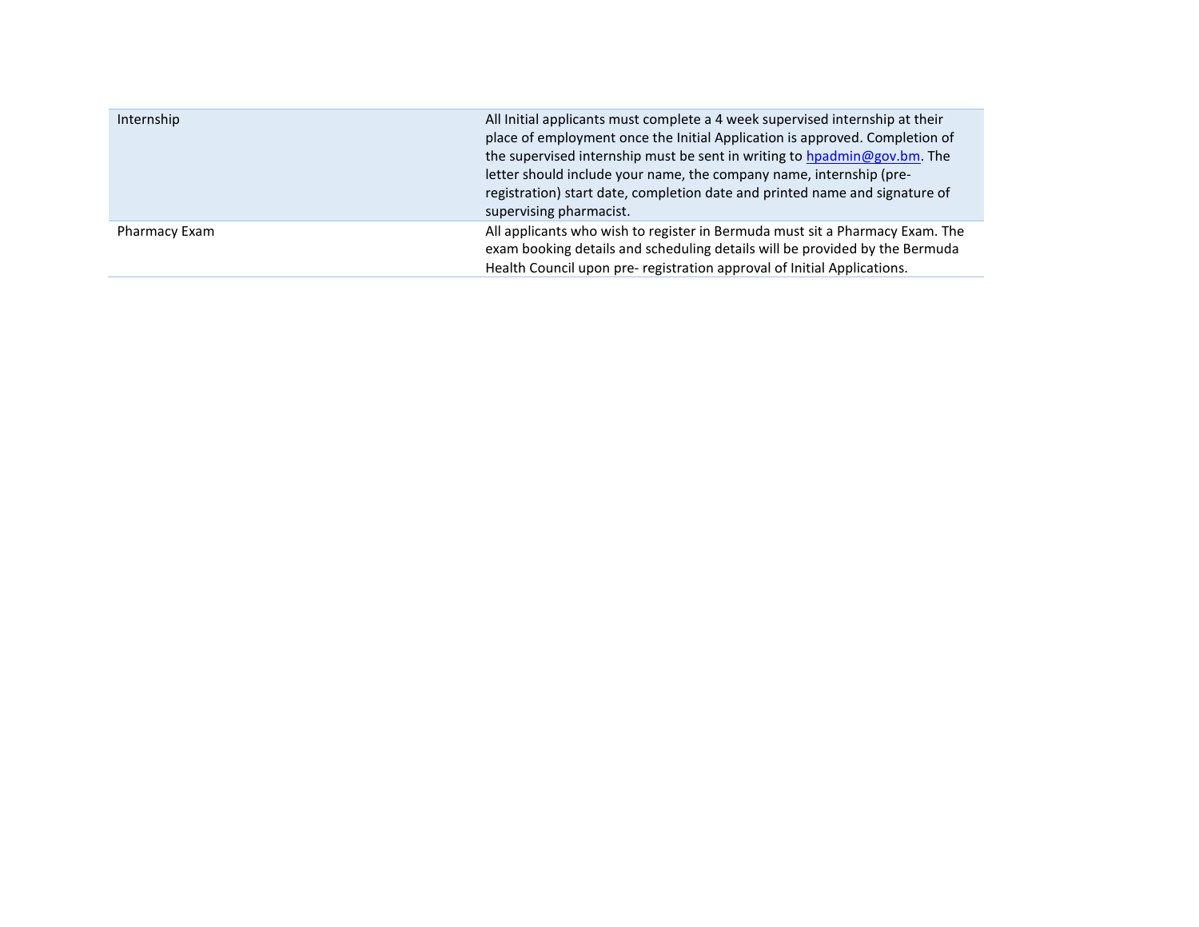| | |
|---|---|
| Internship | All Initial applicants must complete a 4 week supervised internship at their place of employment once the Initial Application is approved. Completion of the supervised internship must be sent in writing to hpadmin@gov.bm. The letter should include your name, the company name, internship (pre-registration) start date, completion date and printed name and signature of supervising pharmacist. |
| Pharmacy Exam | All applicants who wish to register in Bermuda must sit a Pharmacy Exam. The exam booking details and scheduling details will be provided by the Bermuda Health Council upon pre- registration approval of Initial Applications. |